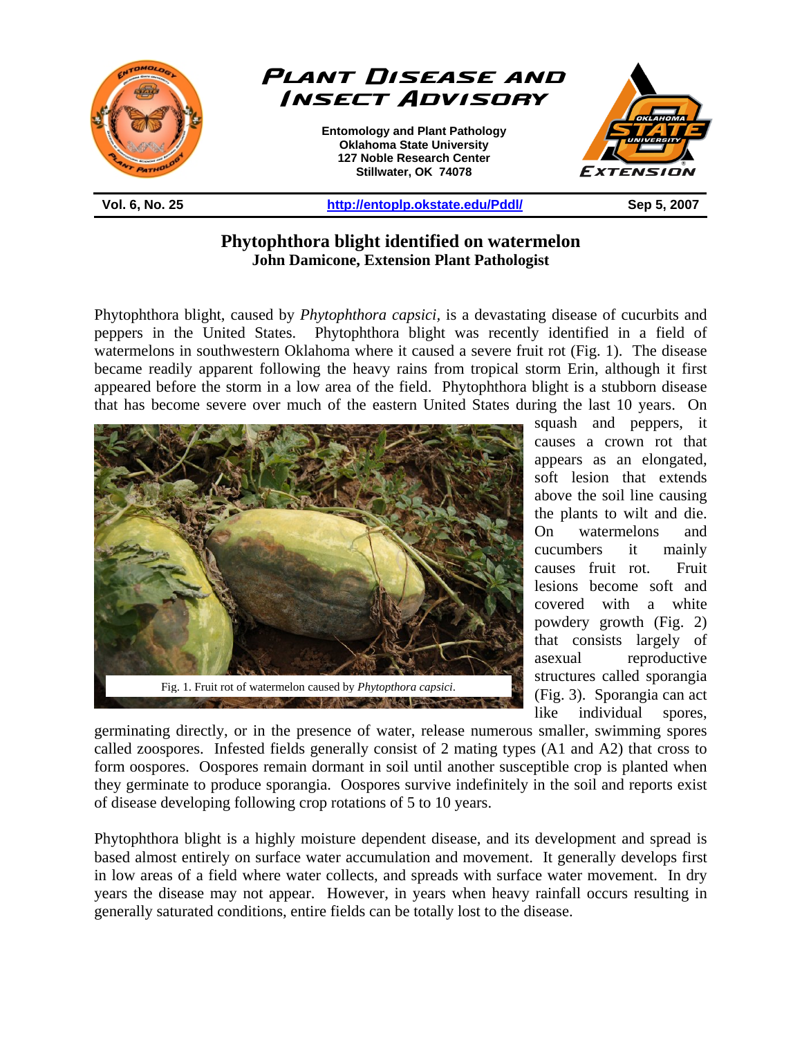# Plant Disease and Insect Advisory

**Entomology and Plant Pathology**
**Oklahoma State University**
**127 Noble Research Center**
**Stillwater, OK 74078**

**Vol. 6, No. 25** | **http://entoplp.okstate.edu/Pddl/** | **Sep 5, 2007**

## Phytophthora blight identified on watermelon

**John Damicone, Extension Plant Pathologist**

Phytophthora blight, caused by *Phytophthora capsici*, is a devastating disease of cucurbits and peppers in the United States. Phytophthora blight was recently identified in a field of watermelons in southwestern Oklahoma where it caused a severe fruit rot (Fig. 1). The disease became readily apparent following the heavy rains from tropical storm Erin, although it first appeared before the storm in a low area of the field. Phytophthora blight is a stubborn disease that has become severe over much of the eastern United States during the last 10 years. On squash and peppers, it causes a crown rot that appears as an elongated, soft lesion that extends above the soil line causing the plants to wilt and die. On watermelons and cucumbers it mainly causes fruit rot. Fruit lesions become soft and covered with a white powdery growth (Fig. 2) that consists largely of asexual reproductive structures called sporangia (Fig. 3). Sporangia can act like individual spores, germinating directly, or in the presence of water, release numerous smaller, swimming spores called zoospores. Infested fields generally consist of 2 mating types (A1 and A2) that cross to form oospores. Oospores remain dormant in soil until another susceptible crop is planted when they germinate to produce sporangia. Oospores survive indefinitely in the soil and reports exist of disease developing following crop rotations of 5 to 10 years.

Fig. 1. Fruit rot of watermelon caused by *Phytopthora capsici*.

Phytophthora blight is a highly moisture dependent disease, and its development and spread is based almost entirely on surface water accumulation and movement. It generally develops first in low areas of a field where water collects, and spreads with surface water movement. In dry years the disease may not appear. However, in years when heavy rainfall occurs resulting in generally saturated conditions, entire fields can be totally lost to the disease.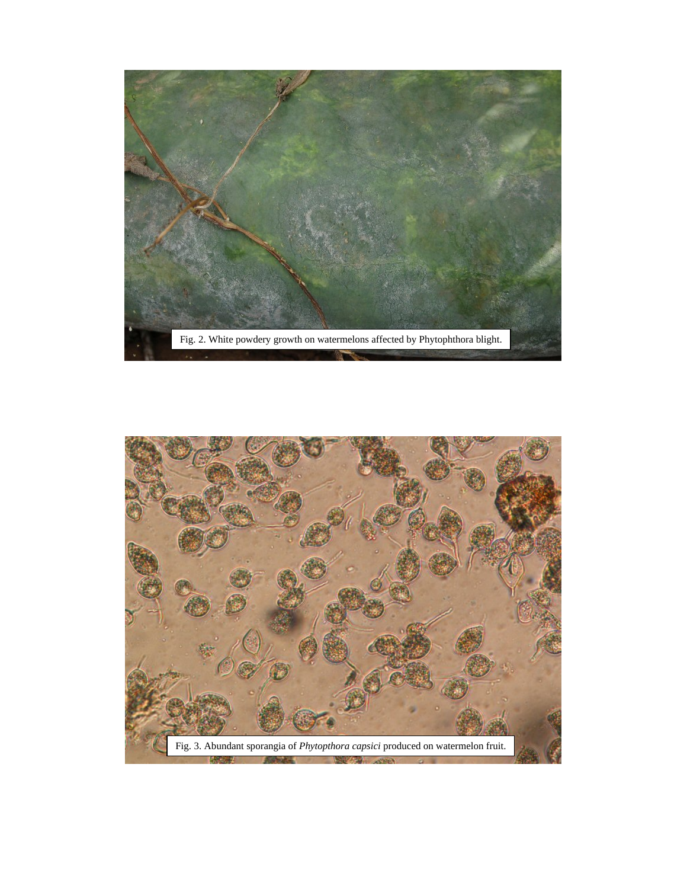Fig. 2. White powdery growth on watermelons affected by Phytophthora blight.

Fig. 3. Abundant sporangia of *Phytopthora capsici* produced on watermelon fruit.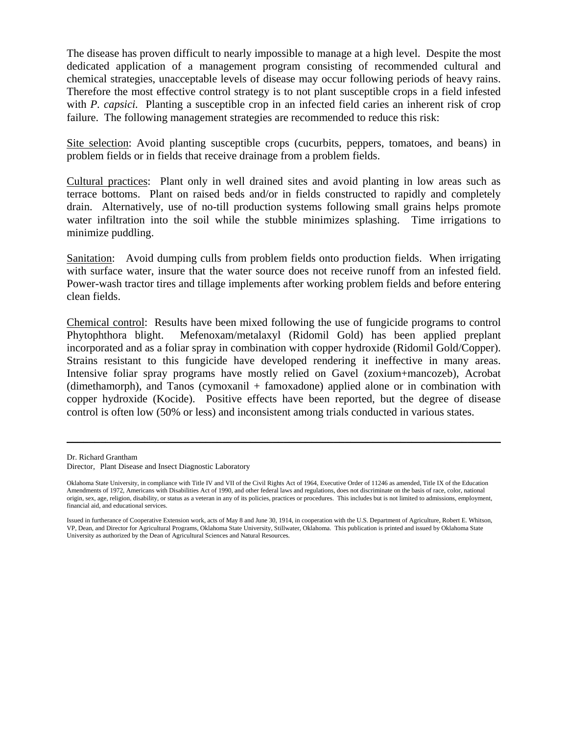The disease has proven difficult to nearly impossible to manage at a high level. Despite the most dedicated application of a management program consisting of recommended cultural and chemical strategies, unacceptable levels of disease may occur following periods of heavy rains. Therefore the most effective control strategy is to not plant susceptible crops in a field infested with *P. capsici*. Planting a susceptible crop in an infected field caries an inherent risk of crop failure. The following management strategies are recommended to reduce this risk:

<u>Site selection</u>: Avoid planting susceptible crops (cucurbits, peppers, tomatoes, and beans) in problem fields or in fields that receive drainage from a problem fields.

<u>Cultural practices</u>: Plant only in well drained sites and avoid planting in low areas such as terrace bottoms. Plant on raised beds and/or in fields constructed to rapidly and completely drain. Alternatively, use of no-till production systems following small grains helps promote water infiltration into the soil while the stubble minimizes splashing. Time irrigations to minimize puddling.

<u>Sanitation</u>: Avoid dumping culls from problem fields onto production fields. When irrigating with surface water, insure that the water source does not receive runoff from an infested field. Power-wash tractor tires and tillage implements after working problem fields and before entering clean fields.

<u>Chemical control</u>: Results have been mixed following the use of fungicide programs to control Phytophthora blight. Mefenoxam/metalaxyl (Ridomil Gold) has been applied preplant incorporated and as a foliar spray in combination with copper hydroxide (Ridomil Gold/Copper). Strains resistant to this fungicide have developed rendering it ineffective in many areas. Intensive foliar spray programs have mostly relied on Gavel (zoxium+mancozeb), Acrobat (dimethamorph), and Tanos (cymoxanil + famoxadone) applied alone or in combination with copper hydroxide (Kocide). Positive effects have been reported, but the degree of disease control is often low (50% or less) and inconsistent among trials conducted in various states.

---

Dr. Richard Grantham
Director, Plant Disease and Insect Diagnostic Laboratory

Oklahoma State University, in compliance with Title IV and VII of the Civil Rights Act of 1964, Executive Order of 11246 as amended, Title IX of the Education Amendments of 1972, Americans with Disabilities Act of 1990, and other federal laws and regulations, does not discriminate on the basis of race, color, national origin, sex, age, religion, disability, or status as a veteran in any of its policies, practices or procedures. This includes but is not limited to admissions, employment, financial aid, and educational services.

Issued in furtherance of Cooperative Extension work, acts of May 8 and June 30, 1914, in cooperation with the U.S. Department of Agriculture, Robert E. Whitson, VP, Dean, and Director for Agricultural Programs, Oklahoma State University, Stillwater, Oklahoma. This publication is printed and issued by Oklahoma State University as authorized by the Dean of Agricultural Sciences and Natural Resources.